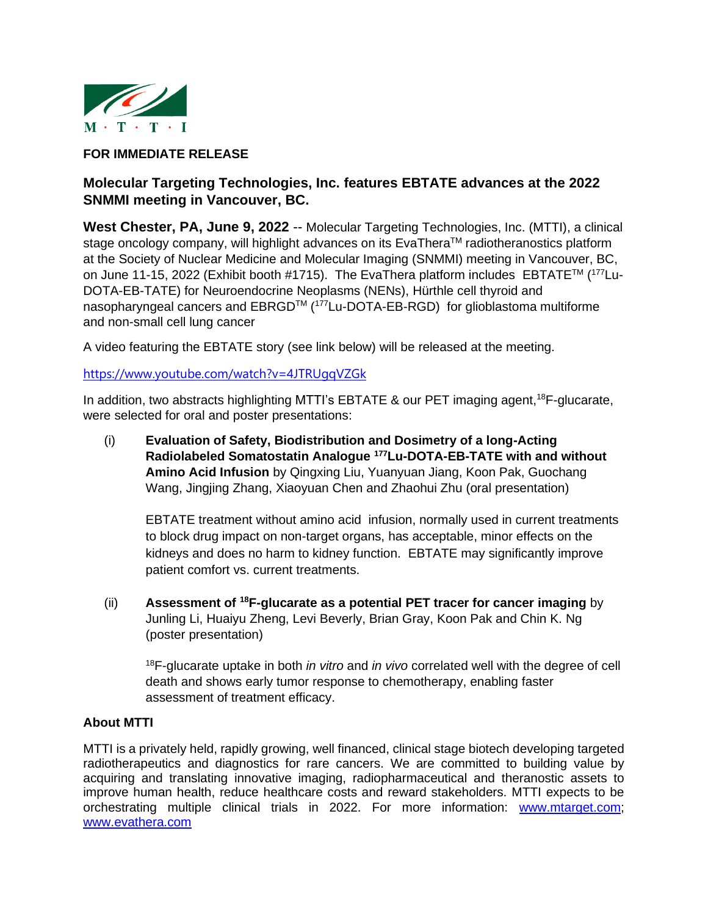M · T · T · I

**FOR IMMEDIATE RELEASE**

## Molecular Targeting Technologies, Inc. features EBTATE advances at the 2022 SNMMI meeting in Vancouver, BC.

**West Chester, PA, June 9, 2022** -- Molecular Targeting Technologies, Inc. (MTTI), a clinical stage oncology company, will highlight advances on its EvaThera™ radiotheranostics platform at the Society of Nuclear Medicine and Molecular Imaging (SNMMI) meeting in Vancouver, BC, on June 11-15, 2022 (Exhibit booth #1715). The EvaThera platform includes EBTATE™ ($^{177}$Lu-DOTA-EB-TATE) for Neuroendocrine Neoplasms (NENs), Hürthle cell thyroid and nasopharyngeal cancers and EBRGD™ ($^{177}$Lu-DOTA-EB-RGD) for glioblastoma multiforme and non-small cell lung cancer

A video featuring the EBTATE story (see link below) will be released at the meeting.

https://www.youtube.com/watch?v=4JTRUgqVZGk

In addition, two abstracts highlighting MTTI's EBTATE & our PET imaging agent, $^{18}$F-glucarate, were selected for oral and poster presentations:

(i) **Evaluation of Safety, Biodistribution and Dosimetry of a long-Acting Radiolabeled Somatostatin Analogue $^{177}$Lu-DOTA-EB-TATE with and without Amino Acid Infusion** by Qingxing Liu, Yuanyuan Jiang, Koon Pak, Guochang Wang, Jingjing Zhang, Xiaoyuan Chen and Zhaohui Zhu (oral presentation)

EBTATE treatment without amino acid infusion, normally used in current treatments to block drug impact on non-target organs, has acceptable, minor effects on the kidneys and does no harm to kidney function. EBTATE may significantly improve patient comfort vs. current treatments.

(ii) **Assessment of $^{18}$F-glucarate as a potential PET tracer for cancer imaging** by Junling Li, Huaiyu Zheng, Levi Beverly, Brian Gray, Koon Pak and Chin K. Ng (poster presentation)

$^{18}$F-glucarate uptake in both *in vitro* and *in vivo* correlated well with the degree of cell death and shows early tumor response to chemotherapy, enabling faster assessment of treatment efficacy.

### About MTTI

MTTI is a privately held, rapidly growing, well financed, clinical stage biotech developing targeted radiotherapeutics and diagnostics for rare cancers. We are committed to building value by acquiring and translating innovative imaging, radiopharmaceutical and theranostic assets to improve human health, reduce healthcare costs and reward stakeholders. MTTI expects to be orchestrating multiple clinical trials in 2022. For more information: www.mtarget.com; www.evathera.com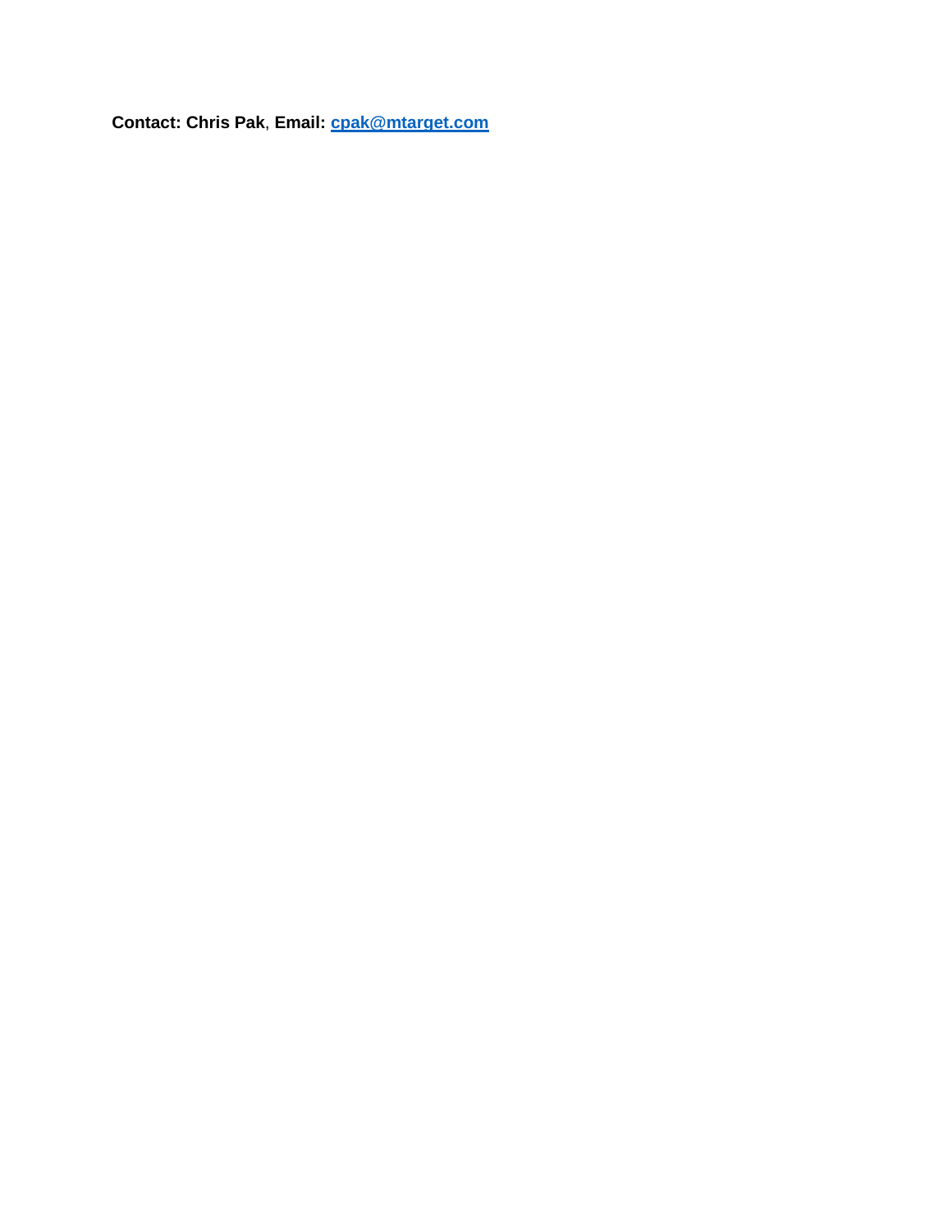**Contact: Chris Pak**, **Email: cpak@mtarget.com**